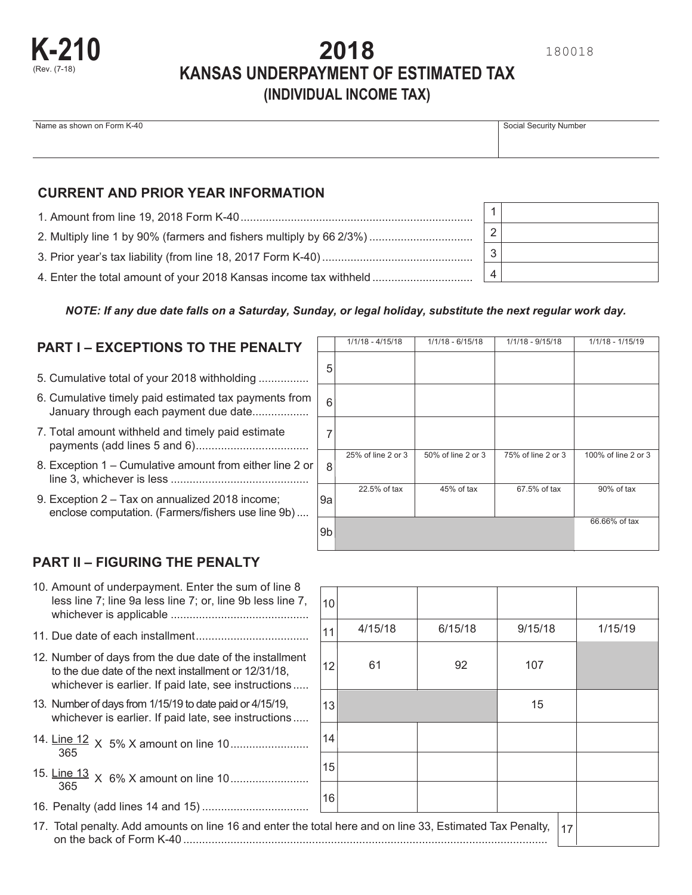# K-210

(Rev. (7-18)

# 2018
## KANSAS UNDERPAYMENT OF ESTIMATED TAX
## (INDIVIDUAL INCOME TAX)

180018

| Name as shown on Form K-40 | Social Security Number |
|---|---|
| | |

### CURRENT AND PRIOR YEAR INFORMATION

| | | |
|---|---|---|
| 1. Amount from line 19, 2018 Form K-40 | 1 | |
| 2. Multiply line 1 by 90% (farmers and fishers multiply by 66 2/3%) | 2 | |
| 3. Prior year's tax liability (from line 18, 2017 Form K-40) | 3 | |
| 4. Enter the total amount of your 2018 Kansas income tax withheld | 4 | |

***NOTE: If any due date falls on a Saturday, Sunday, or legal holiday, substitute the next regular work day.***

### PART I – EXCEPTIONS TO THE PENALTY

| | | 1/1/18 - 4/15/18 | 1/1/18 - 6/15/18 | 1/1/18 - 9/15/18 | 1/1/18 - 1/15/19 |
|---|---|---|---|---|---|
| 5. Cumulative total of your 2018 withholding | 5 | | | | |
| 6. Cumulative timely paid estimated tax payments from January through each payment due date | 6 | | | | |
| 7. Total amount withheld and timely paid estimate payments (add lines 5 and 6) | 7 | | | | |
| 8. Exception 1 – Cumulative amount from either line 2 or line 3, whichever is less | 8 | 25% of line 2 or 3 | 50% of line 2 or 3 | 75% of line 2 or 3 | 100% of line 2 or 3 |
| 9. Exception 2 – Tax on annualized 2018 income; enclose computation. (Farmers/fishers use line 9b) | 9a | 22.5% of tax | 45% of tax | 67.5% of tax | 90% of tax |
| | 9b | | | | 66.66% of tax |

### PART II – FIGURING THE PENALTY

| | | | | | |
|---|---|---|---|---|---|
| 10. Amount of underpayment. Enter the sum of line 8 less line 7; line 9a less line 7; or, line 9b less line 7, whichever is applicable | 10 | | | | |
| 11. Due date of each installment | 11 | 4/15/18 | 6/15/18 | 9/15/18 | 1/15/19 |
| 12. Number of days from the due date of the installment to the due date of the next installment or 12/31/18, whichever is earlier. If paid late, see instructions | 12 | 61 | 92 | 107 | |
| 13. Number of days from 1/15/19 to date paid or 4/15/19, whichever is earlier. If paid late, see instructions | 13 | | | 15 | |
| 14. $\frac{\text{Line 12}}{365}$ X 5% X amount on line 10 | 14 | | | | |
| 15. $\frac{\text{Line 13}}{365}$ X 6% X amount on line 10 | 15 | | | | |
| 16. Penalty (add lines 14 and 15) | 16 | | | | |

| | | |
|---|---|---|
| 17. Total penalty. Add amounts on line 16 and enter the total here and on line 33, Estimated Tax Penalty, on the back of Form K-40 | 17 | |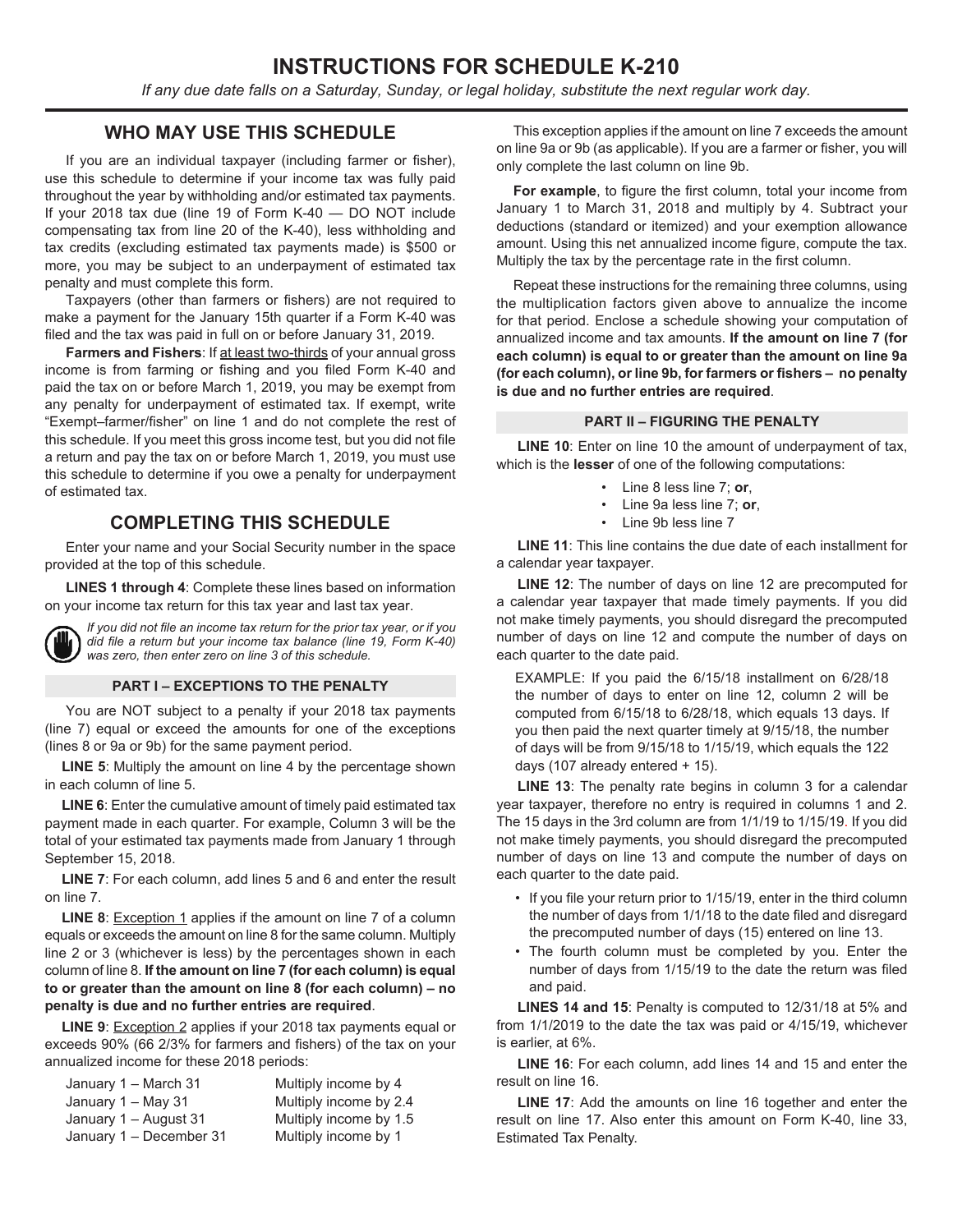# INSTRUCTIONS FOR SCHEDULE K-210

*If any due date falls on a Saturday, Sunday, or legal holiday, substitute the next regular work day.*

## WHO MAY USE THIS SCHEDULE

If you are an individual taxpayer (including farmer or fisher), use this schedule to determine if your income tax was fully paid throughout the year by withholding and/or estimated tax payments. If your 2018 tax due (line 19 of Form K-40 — DO NOT include compensating tax from line 20 of the K-40), less withholding and tax credits (excluding estimated tax payments made) is $500 or more, you may be subject to an underpayment of estimated tax penalty and must complete this form.

Taxpayers (other than farmers or fishers) are not required to make a payment for the January 15th quarter if a Form K-40 was filed and the tax was paid in full on or before January 31, 2019.

**Farmers and Fishers**: If at least two-thirds of your annual gross income is from farming or fishing and you filed Form K-40 and paid the tax on or before March 1, 2019, you may be exempt from any penalty for underpayment of estimated tax. If exempt, write "Exempt–farmer/fisher" on line 1 and do not complete the rest of this schedule. If you meet this gross income test, but you did not file a return and pay the tax on or before March 1, 2019, you must use this schedule to determine if you owe a penalty for underpayment of estimated tax.

## COMPLETING THIS SCHEDULE

Enter your name and your Social Security number in the space provided at the top of this schedule.

**LINES 1 through 4**: Complete these lines based on information on your income tax return for this tax year and last tax year.

*If you did not file an income tax return for the prior tax year, or if you did file a return but your income tax balance (line 19, Form K-40) was zero, then enter zero on line 3 of this schedule.*

### PART I – EXCEPTIONS TO THE PENALTY

You are NOT subject to a penalty if your 2018 tax payments (line 7) equal or exceed the amounts for one of the exceptions (lines 8 or 9a or 9b) for the same payment period.

**LINE 5**: Multiply the amount on line 4 by the percentage shown in each column of line 5.

**LINE 6**: Enter the cumulative amount of timely paid estimated tax payment made in each quarter. For example, Column 3 will be the total of your estimated tax payments made from January 1 through September 15, 2018.

**LINE 7**: For each column, add lines 5 and 6 and enter the result on line 7.

**LINE 8**: Exception 1 applies if the amount on line 7 of a column equals or exceeds the amount on line 8 for the same column. Multiply line 2 or 3 (whichever is less) by the percentages shown in each column of line 8. **If the amount on line 7 (for each column) is equal to or greater than the amount on line 8 (for each column) – no penalty is due and no further entries are required**.

**LINE 9**: Exception 2 applies if your 2018 tax payments equal or exceeds 90% (66 2/3% for farmers and fishers) of the tax on your annualized income for these 2018 periods:

| | |
|---|---|
| January 1 – March 31 | Multiply income by 4 |
| January 1 – May 31 | Multiply income by 2.4 |
| January 1 – August 31 | Multiply income by 1.5 |
| January 1 – December 31 | Multiply income by 1 |

This exception applies if the amount on line 7 exceeds the amount on line 9a or 9b (as applicable). If you are a farmer or fisher, you will only complete the last column on line 9b.

**For example**, to figure the first column, total your income from January 1 to March 31, 2018 and multiply by 4. Subtract your deductions (standard or itemized) and your exemption allowance amount. Using this net annualized income figure, compute the tax. Multiply the tax by the percentage rate in the first column.

Repeat these instructions for the remaining three columns, using the multiplication factors given above to annualize the income for that period. Enclose a schedule showing your computation of annualized income and tax amounts. **If the amount on line 7 (for each column) is equal to or greater than the amount on line 9a (for each column), or line 9b, for farmers or fishers – no penalty is due and no further entries are required**.

### PART II – FIGURING THE PENALTY

**LINE 10**: Enter on line 10 the amount of underpayment of tax, which is the **lesser** of one of the following computations:

- Line 8 less line 7; **or**,
- Line 9a less line 7; **or**,
- Line 9b less line 7

**LINE 11**: This line contains the due date of each installment for a calendar year taxpayer.

**LINE 12**: The number of days on line 12 are precomputed for a calendar year taxpayer that made timely payments. If you did not make timely payments, you should disregard the precomputed number of days on line 12 and compute the number of days on each quarter to the date paid.

EXAMPLE: If you paid the 6/15/18 installment on 6/28/18 the number of days to enter on line 12, column 2 will be computed from 6/15/18 to 6/28/18, which equals 13 days. If you then paid the next quarter timely at 9/15/18, the number of days will be from 9/15/18 to 1/15/19, which equals the 122 days (107 already entered + 15).

**LINE 13**: The penalty rate begins in column 3 for a calendar year taxpayer, therefore no entry is required in columns 1 and 2. The 15 days in the 3rd column are from 1/1/19 to 1/15/19. If you did not make timely payments, you should disregard the precomputed number of days on line 13 and compute the number of days on each quarter to the date paid.

- If you file your return prior to 1/15/19, enter in the third column the number of days from 1/1/18 to the date filed and disregard the precomputed number of days (15) entered on line 13.
- The fourth column must be completed by you. Enter the number of days from 1/15/19 to the date the return was filed and paid.

**LINES 14 and 15**: Penalty is computed to 12/31/18 at 5% and from 1/1/2019 to the date the tax was paid or 4/15/19, whichever is earlier, at 6%.

**LINE 16**: For each column, add lines 14 and 15 and enter the result on line 16.

**LINE 17**: Add the amounts on line 16 together and enter the result on line 17. Also enter this amount on Form K-40, line 33, Estimated Tax Penalty.